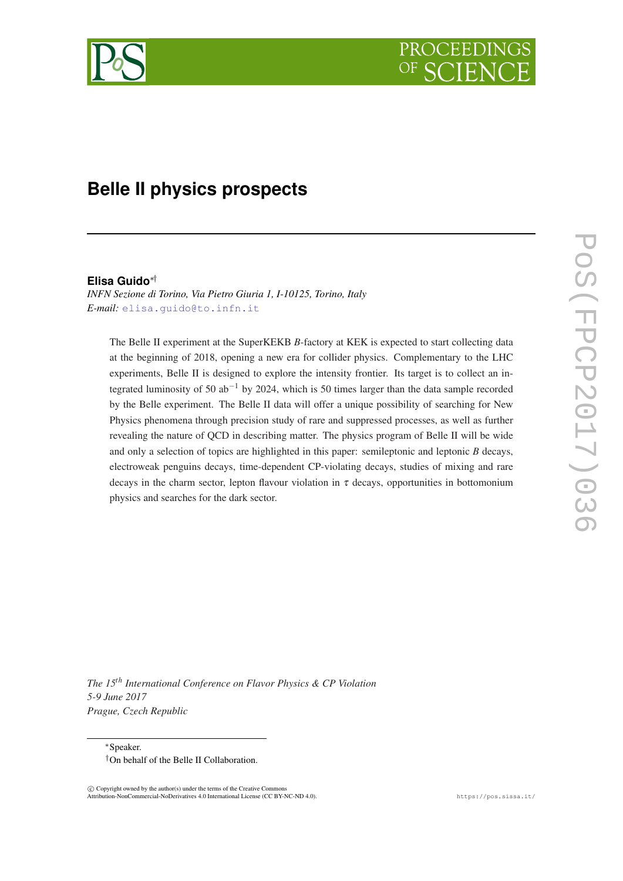# Belle II physics prospects

**Elisa Guido**[*†]

*INFN Sezione di Torino, Via Pietro Giuria 1, I-10125, Torino, Italy*
*E-mail:* elisa.guido@to.infn.it

The Belle II experiment at the SuperKEKB $B$-factory at KEK is expected to start collecting data at the beginning of 2018, opening a new era for collider physics. Complementary to the LHC experiments, Belle II is designed to explore the intensity frontier. Its target is to collect an integrated luminosity of 50 ab$^{-1}$ by 2024, which is 50 times larger than the data sample recorded by the Belle experiment. The Belle II data will offer a unique possibility of searching for New Physics phenomena through precision study of rare and suppressed processes, as well as further revealing the nature of QCD in describing matter. The physics program of Belle II will be wide and only a selection of topics are highlighted in this paper: semileptonic and leptonic $B$ decays, electroweak penguins decays, time-dependent CP-violating decays, studies of mixing and rare decays in the charm sector, lepton flavour violation in $\tau$ decays, opportunities in bottomonium physics and searches for the dark sector.

*The 15th International Conference on Flavor Physics & CP Violation*
*5-9 June 2017*
*Prague, Czech Republic*

[*] Speaker.
[†] On behalf of the Belle II Collaboration.

© Copyright owned by the author(s) under the terms of the Creative Commons Attribution-NonCommercial-NoDerivatives 4.0 International License (CC BY-NC-ND 4.0).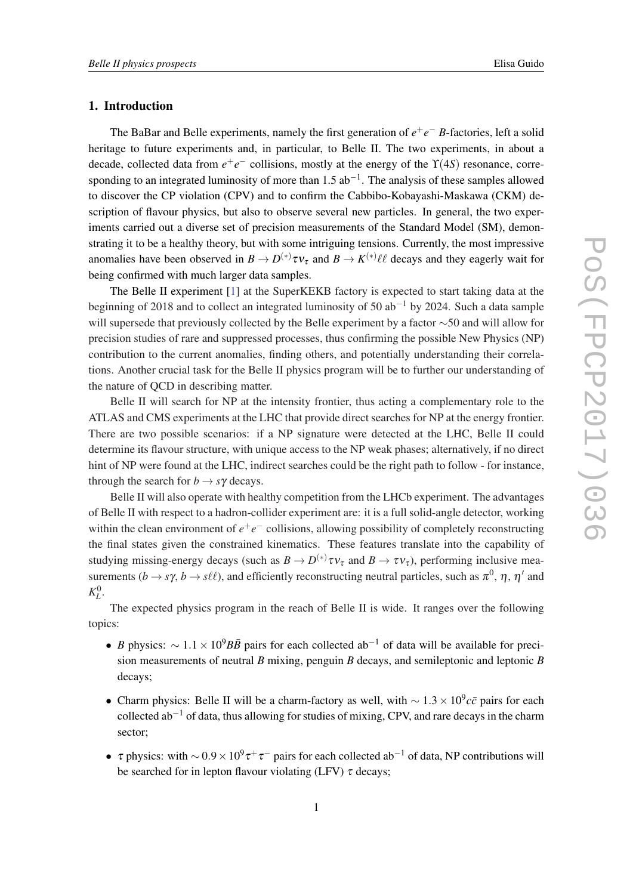## 1. Introduction

The BaBar and Belle experiments, namely the first generation of $e^+e^-$ $B$-factories, left a solid heritage to future experiments and, in particular, to Belle II. The two experiments, in about a decade, collected data from $e^+e^-$ collisions, mostly at the energy of the $\Upsilon(4S)$ resonance, corresponding to an integrated luminosity of more than 1.5 $\text{ab}^{-1}$. The analysis of these samples allowed to discover the CP violation (CPV) and to confirm the Cabbibo-Kobayashi-Maskawa (CKM) description of flavour physics, but also to observe several new particles. In general, the two experiments carried out a diverse set of precision measurements of the Standard Model (SM), demonstrating it to be a healthy theory, but with some intriguing tensions. Currently, the most impressive anomalies have been observed in $B \to D^{(*)}\tau\nu_\tau$ and $B \to K^{(*)}\ell\ell$ decays and they eagerly wait for being confirmed with much larger data samples.

The Belle II experiment [1] at the SuperKEKB factory is expected to start taking data at the beginning of 2018 and to collect an integrated luminosity of 50 $\text{ab}^{-1}$ by 2024. Such a data sample will supersede that previously collected by the Belle experiment by a factor $\sim$50 and will allow for precision studies of rare and suppressed processes, thus confirming the possible New Physics (NP) contribution to the current anomalies, finding others, and potentially understanding their correlations. Another crucial task for the Belle II physics program will be to further our understanding of the nature of QCD in describing matter.

Belle II will search for NP at the intensity frontier, thus acting a complementary role to the ATLAS and CMS experiments at the LHC that provide direct searches for NP at the energy frontier. There are two possible scenarios: if a NP signature were detected at the LHC, Belle II could determine its flavour structure, with unique access to the NP weak phases; alternatively, if no direct hint of NP were found at the LHC, indirect searches could be the right path to follow - for instance, through the search for $b \to s\gamma$ decays.

Belle II will also operate with healthy competition from the LHCb experiment. The advantages of Belle II with respect to a hadron-collider experiment are: it is a full solid-angle detector, working within the clean environment of $e^+e^-$ collisions, allowing possibility of completely reconstructing the final states given the constrained kinematics. These features translate into the capability of studying missing-energy decays (such as $B \to D^{(*)}\tau\nu_\tau$ and $B \to \tau\nu_\tau$), performing inclusive measurements ($b \to s\gamma$, $b \to s\ell\ell$), and efficiently reconstructing neutral particles, such as $\pi^0$, $\eta$, $\eta'$ and $K_L^0$.

The expected physics program in the reach of Belle II is wide. It ranges over the following topics:

- $B$ physics: $\sim 1.1 \times 10^9 B\bar{B}$ pairs for each collected $\text{ab}^{-1}$ of data will be available for precision measurements of neutral $B$ mixing, penguin $B$ decays, and semileptonic and leptonic $B$ decays;
- Charm physics: Belle II will be a charm-factory as well, with $\sim 1.3 \times 10^9 c\bar{c}$ pairs for each collected $\text{ab}^{-1}$ of data, thus allowing for studies of mixing, CPV, and rare decays in the charm sector;
- $\tau$ physics: with $\sim 0.9 \times 10^9 \tau^+\tau^-$ pairs for each collected $\text{ab}^{-1}$ of data, NP contributions will be searched for in lepton flavour violating (LFV) $\tau$ decays;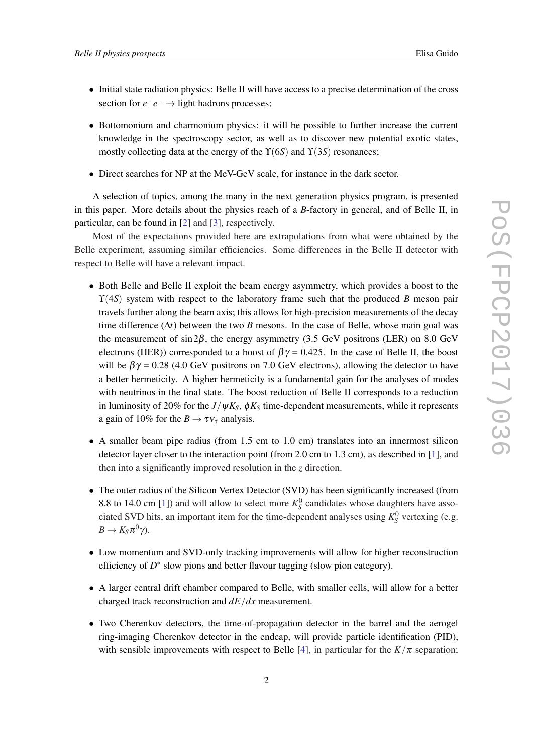- Initial state radiation physics: Belle II will have access to a precise determination of the cross section for $e^+e^- \to$ light hadrons processes;

- Bottomonium and charmonium physics: it will be possible to further increase the current knowledge in the spectroscopy sector, as well as to discover new potential exotic states, mostly collecting data at the energy of the $\Upsilon(6S)$ and $\Upsilon(3S)$ resonances;

- Direct searches for NP at the MeV-GeV scale, for instance in the dark sector.

A selection of topics, among the many in the next generation physics program, is presented in this paper. More details about the physics reach of a $B$-factory in general, and of Belle II, in particular, can be found in [2] and [3], respectively.

Most of the expectations provided here are extrapolations from what were obtained by the Belle experiment, assuming similar efficiencies. Some differences in the Belle II detector with respect to Belle will have a relevant impact.

- Both Belle and Belle II exploit the beam energy asymmetry, which provides a boost to the $\Upsilon(4S)$ system with respect to the laboratory frame such that the produced $B$ meson pair travels further along the beam axis; this allows for high-precision measurements of the decay time difference ($\Delta t$) between the two $B$ mesons. In the case of Belle, whose main goal was the measurement of $\sin 2\beta$, the energy asymmetry (3.5 GeV positrons (LER) on 8.0 GeV electrons (HER)) corresponded to a boost of $\beta\gamma = 0.425$. In the case of Belle II, the boost will be $\beta\gamma = 0.28$ (4.0 GeV positrons on 7.0 GeV electrons), allowing the detector to have a better hermeticity. A higher hermeticity is a fundamental gain for the analyses of modes with neutrinos in the final state. The boost reduction of Belle II corresponds to a reduction in luminosity of 20% for the $J/\psi K_S$, $\phi K_S$ time-dependent measurements, while it represents a gain of 10% for the $B \to \tau\nu_\tau$ analysis.

- A smaller beam pipe radius (from 1.5 cm to 1.0 cm) translates into an innermost silicon detector layer closer to the interaction point (from 2.0 cm to 1.3 cm), as described in [1], and then into a significantly improved resolution in the $z$ direction.

- The outer radius of the Silicon Vertex Detector (SVD) has been significantly increased (from 8.8 to 14.0 cm [1]) and will allow to select more $K_S^0$ candidates whose daughters have associated SVD hits, an important item for the time-dependent analyses using $K_S^0$ vertexing (e.g. $B \to K_S\pi^0\gamma$).

- Low momentum and SVD-only tracking improvements will allow for higher reconstruction efficiency of $D^*$ slow pions and better flavour tagging (slow pion category).

- A larger central drift chamber compared to Belle, with smaller cells, will allow for a better charged track reconstruction and $dE/dx$ measurement.

- Two Cherenkov detectors, the time-of-propagation detector in the barrel and the aerogel ring-imaging Cherenkov detector in the endcap, will provide particle identification (PID), with sensible improvements with respect to Belle [4], in particular for the $K/\pi$ separation;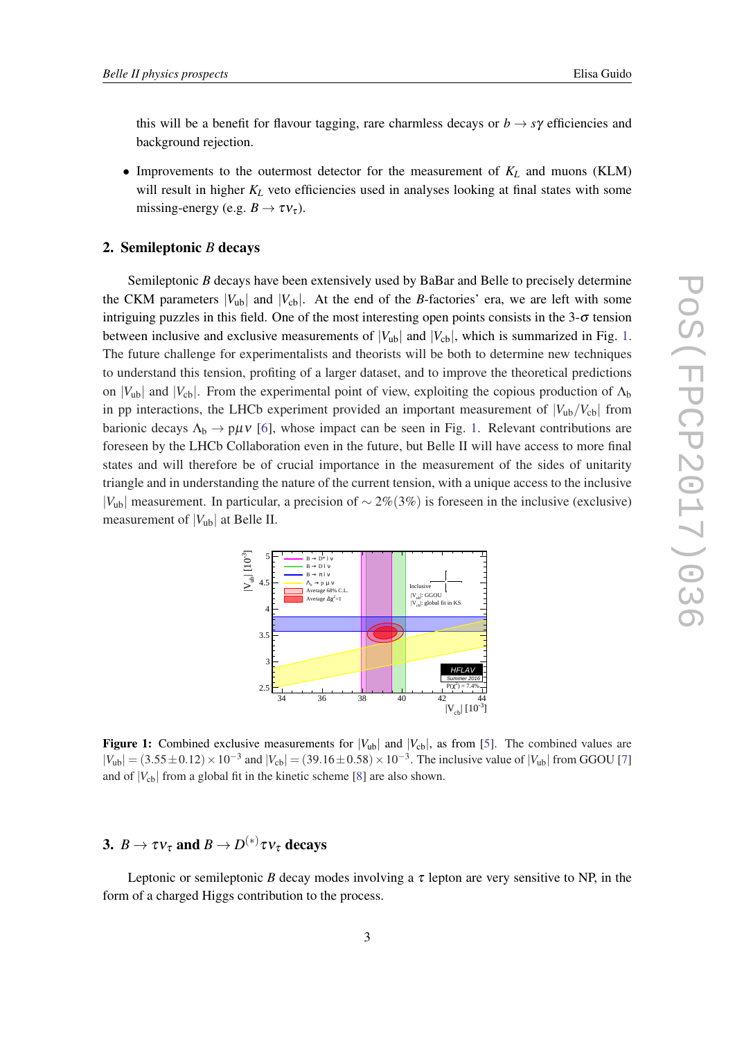this will be a benefit for flavour tagging, rare charmless decays or $b \to s\gamma$ efficiencies and background rejection.

- Improvements to the outermost detector for the measurement of $K_L$ and muons (KLM) will result in higher $K_L$ veto efficiencies used in analyses looking at final states with some missing-energy (e.g. $B \to \tau\nu_\tau$).

## 2. Semileptonic $B$ decays

Semileptonic $B$ decays have been extensively used by BaBar and Belle to precisely determine the CKM parameters $|V_{ub}|$ and $|V_{cb}|$. At the end of the $B$-factories' era, we are left with some intriguing puzzles in this field. One of the most interesting open points consists in the 3-$\sigma$ tension between inclusive and exclusive measurements of $|V_{ub}|$ and $|V_{cb}|$, which is summarized in Fig. 1. The future challenge for experimentalists and theorists will be both to determine new techniques to understand this tension, profiting of a larger dataset, and to improve the theoretical predictions on $|V_{ub}|$ and $|V_{cb}|$. From the experimental point of view, exploiting the copious production of $\Lambda_b$ in pp interactions, the LHCb experiment provided an important measurement of $|V_{ub}/V_{cb}|$ from barionic decays $\Lambda_b \to p\mu\nu$ [6], whose impact can be seen in Fig. 1. Relevant contributions are foreseen by the LHCb Collaboration even in the future, but Belle II will have access to more final states and will therefore be of crucial importance in the measurement of the sides of unitarity triangle and in understanding the nature of the current tension, with a unique access to the inclusive $|V_{ub}|$ measurement. In particular, a precision of $\sim 2\%(3\%)$ is foreseen in the inclusive (exclusive) measurement of $|V_{ub}|$ at Belle II.

**Figure 1:** Combined exclusive measurements for $|V_{ub}|$ and $|V_{cb}|$, as from [5]. The combined values are $|V_{ub}| = (3.55 \pm 0.12) \times 10^{-3}$ and $|V_{cb}| = (39.16 \pm 0.58) \times 10^{-3}$. The inclusive value of $|V_{ub}|$ from GGOU [7] and of $|V_{cb}|$ from a global fit in the kinetic scheme [8] are also shown.

## 3. $B \to \tau\nu_\tau$ and $B \to D^{(*)}\tau\nu_\tau$ decays

Leptonic or semileptonic $B$ decay modes involving a $\tau$ lepton are very sensitive to NP, in the form of a charged Higgs contribution to the process.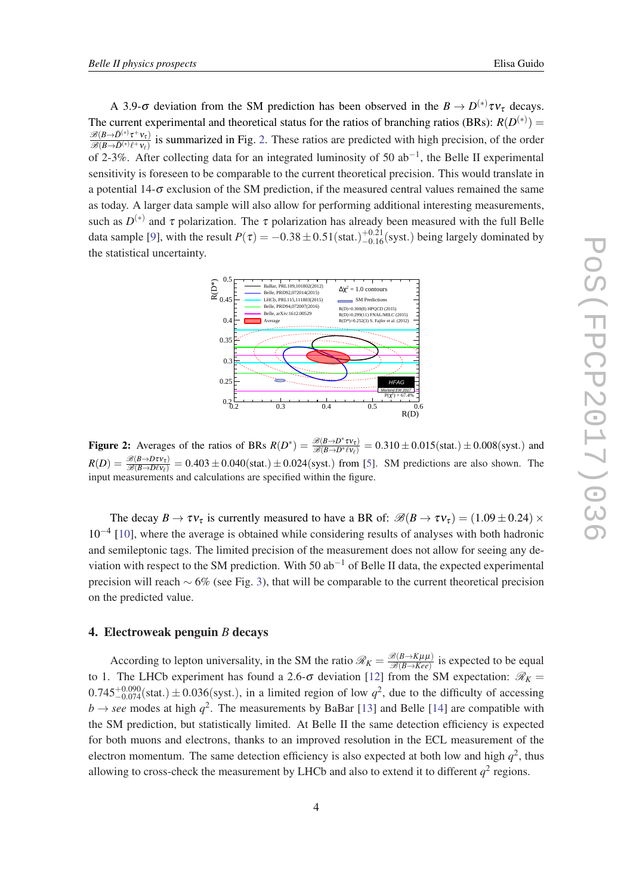A 3.9-$\sigma$ deviation from the SM prediction has been observed in the $B \to D^{(*)}\tau\nu_\tau$ decays. The current experimental and theoretical status for the ratios of branching ratios (BRs): $R(D^{(*)}) = \frac{\mathscr{B}(B\to D^{(*)}\tau^+\nu_\tau)}{\mathscr{B}(B\to D^{(*)}\ell^+\nu_\ell)}$ is summarized in Fig. 2. These ratios are predicted with high precision, of the order of 2-3%. After collecting data for an integrated luminosity of 50 ab$^{-1}$, the Belle II experimental sensitivity is foreseen to be comparable to the current theoretical precision. This would translate in a potential 14-$\sigma$ exclusion of the SM prediction, if the measured central values remained the same as today. A larger data sample will also allow for performing additional interesting measurements, such as $D^{(*)}$ and $\tau$ polarization. The $\tau$ polarization has already been measured with the full Belle data sample [9], with the result $P(\tau) = -0.38 \pm 0.51(\text{stat.})^{+0.21}_{-0.16}(\text{syst.})$ being largely dominated by the statistical uncertainty.

**Figure 2:** Averages of the ratios of BRs $R(D^*) = \frac{\mathscr{B}(B\to D^*\tau\nu_\tau)}{\mathscr{B}(B\to D^*\ell\nu_\ell)} = 0.310 \pm 0.015(\text{stat.}) \pm 0.008(\text{syst.})$ and $R(D) = \frac{\mathscr{B}(B\to D\tau\nu_\tau)}{\mathscr{B}(B\to D\ell\nu_\ell)} = 0.403 \pm 0.040(\text{stat.}) \pm 0.024(\text{syst.})$ from [5]. SM predictions are also shown. The input measurements and calculations are specified within the figure.

The decay $B \to \tau\nu_\tau$ is currently measured to have a BR of: $\mathscr{B}(B \to \tau\nu_\tau) = (1.09 \pm 0.24) \times 10^{-4}$ [10], where the average is obtained while considering results of analyses with both hadronic and semileptonic tags. The limited precision of the measurement does not allow for seeing any deviation with respect to the SM prediction. With 50 ab$^{-1}$ of Belle II data, the expected experimental precision will reach $\sim 6\%$ (see Fig. 3), that will be comparable to the current theoretical precision on the predicted value.

## 4. Electroweak penguin $B$ decays

According to lepton universality, in the SM the ratio $\mathscr{R}_K = \frac{\mathscr{B}(B\to K\mu\mu)}{\mathscr{B}(B\to Kee)}$ is expected to be equal to 1. The LHCb experiment has found a 2.6-$\sigma$ deviation [12] from the SM expectation: $\mathscr{R}_K = 0.745^{+0.090}_{-0.074}(\text{stat.}) \pm 0.036(\text{syst.})$, in a limited region of low $q^2$, due to the difficulty of accessing $b \to see$ modes at high $q^2$. The measurements by BaBar [13] and Belle [14] are compatible with the SM prediction, but statistically limited. At Belle II the same detection efficiency is expected for both muons and electrons, thanks to an improved resolution in the ECL measurement of the electron momentum. The same detection efficiency is also expected at both low and high $q^2$, thus allowing to cross-check the measurement by LHCb and also to extend it to different $q^2$ regions.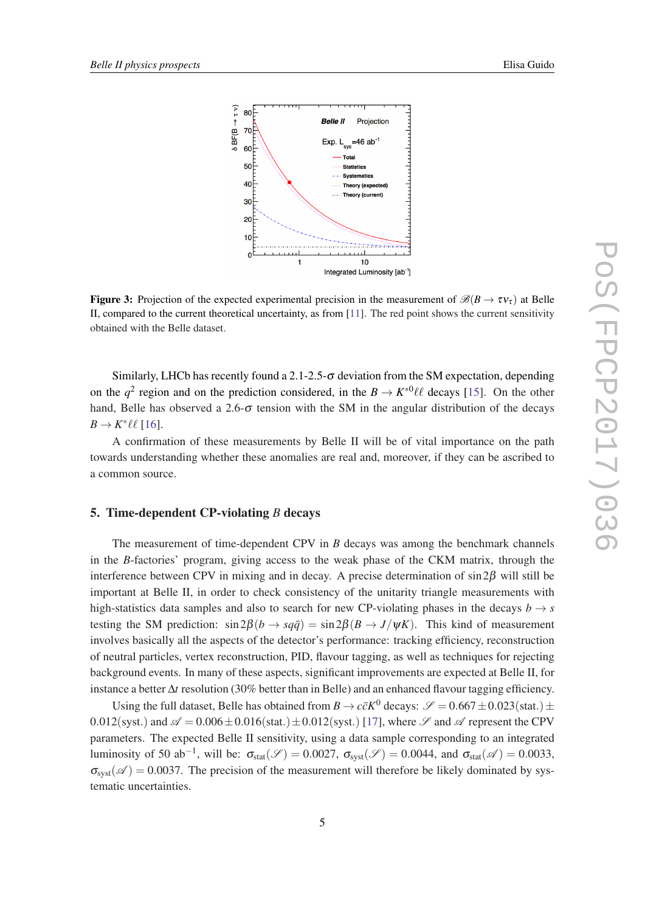**Figure 3:** Projection of the expected experimental precision in the measurement of $\mathscr{B}(B \to \tau\nu_\tau)$ at Belle II, compared to the current theoretical uncertainty, as from [11]. The red point shows the current sensitivity obtained with the Belle dataset.

Similarly, LHCb has recently found a 2.1-2.5-$\sigma$ deviation from the SM expectation, depending on the $q^2$ region and on the prediction considered, in the $B \to K^{*0}\ell\ell$ decays [15]. On the other hand, Belle has observed a 2.6-$\sigma$ tension with the SM in the angular distribution of the decays $B \to K^*\ell\ell$ [16].

A confirmation of these measurements by Belle II will be of vital importance on the path towards understanding whether these anomalies are real and, moreover, if they can be ascribed to a common source.

## 5. Time-dependent CP-violating $B$ decays

The measurement of time-dependent CPV in $B$ decays was among the benchmark channels in the $B$-factories' program, giving access to the weak phase of the CKM matrix, through the interference between CPV in mixing and in decay. A precise determination of $\sin 2\beta$ will still be important at Belle II, in order to check consistency of the unitarity triangle measurements with high-statistics data samples and also to search for new CP-violating phases in the decays $b \to s$ testing the SM prediction: $\sin 2\beta(b \to sq\bar{q}) = \sin 2\beta(B \to J/\psi K)$. This kind of measurement involves basically all the aspects of the detector's performance: tracking efficiency, reconstruction of neutral particles, vertex reconstruction, PID, flavour tagging, as well as techniques for rejecting background events. In many of these aspects, significant improvements are expected at Belle II, for instance a better $\Delta t$ resolution (30% better than in Belle) and an enhanced flavour tagging efficiency.

Using the full dataset, Belle has obtained from $B \to c\bar{c}K^0$ decays: $\mathscr{S} = 0.667 \pm 0.023(\text{stat.}) \pm 0.012(\text{syst.})$ and $\mathscr{A} = 0.006 \pm 0.016(\text{stat.}) \pm 0.012(\text{syst.})$ [17], where $\mathscr{S}$ and $\mathscr{A}$ represent the CPV parameters. The expected Belle II sensitivity, using a data sample corresponding to an integrated luminosity of 50 ab$^{-1}$, will be: $\sigma_{\text{stat}}(\mathscr{S}) = 0.0027$, $\sigma_{\text{syst}}(\mathscr{S}) = 0.0044$, and $\sigma_{\text{stat}}(\mathscr{A}) = 0.0033$, $\sigma_{\text{syst}}(\mathscr{A}) = 0.0037$. The precision of the measurement will therefore be likely dominated by systematic uncertainties.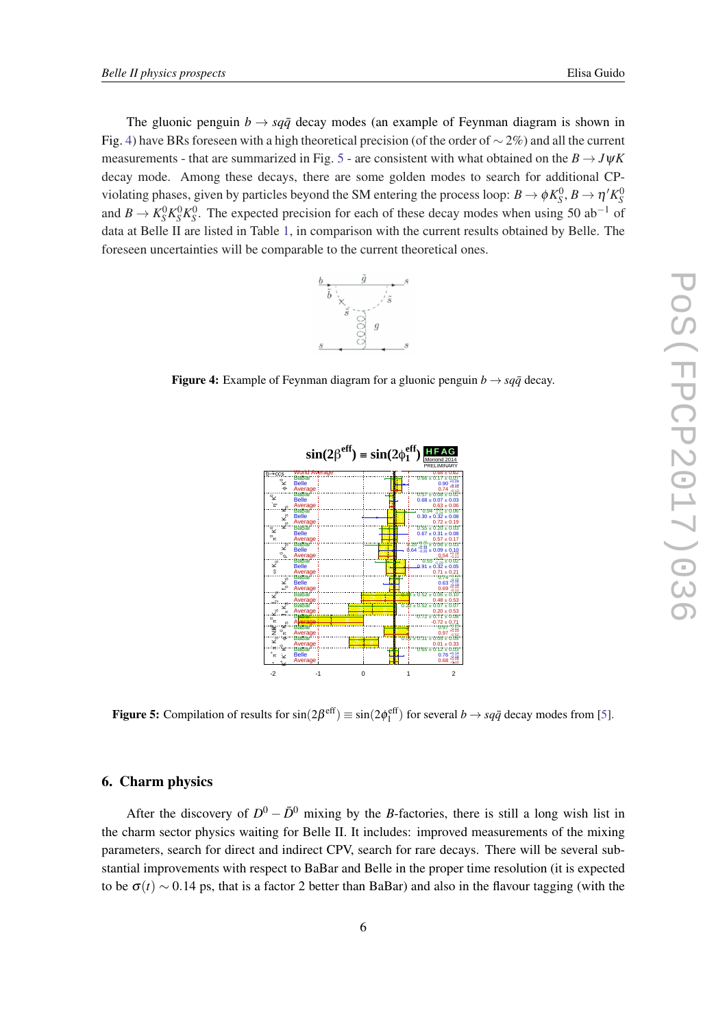The gluonic penguin $b \to sq\bar{q}$ decay modes (an example of Feynman diagram is shown in Fig. 4) have BRs foreseen with a high theoretical precision (of the order of $\sim 2\%$) and all the current measurements - that are summarized in Fig. 5 - are consistent with what obtained on the $B \to J\psi K$ decay mode. Among these decays, there are some golden modes to search for additional CP-violating phases, given by particles beyond the SM entering the process loop: $B \to \phi K_S^0$, $B \to \eta' K_S^0$ and $B \to K_S^0 K_S^0 K_S^0$. The expected precision for each of these decay modes when using 50 ab$^{-1}$ of data at Belle II are listed in Table 1, in comparison with the current results obtained by Belle. The foreseen uncertainties will be comparable to the current theoretical ones.

**Figure 4:** Example of Feynman diagram for a gluonic penguin $b \to sq\bar{q}$ decay.

**Figure 5:** Compilation of results for $\sin(2\beta^{\text{eff}}) \equiv \sin(2\phi_1^{\text{eff}})$ for several $b \to sq\bar{q}$ decay modes from [5].

## 6. Charm physics

After the discovery of $D^0 - \bar{D}^0$ mixing by the $B$-factories, there is still a long wish list in the charm sector physics waiting for Belle II. It includes: improved measurements of the mixing parameters, search for direct and indirect CPV, search for rare decays. There will be several substantial improvements with respect to BaBar and Belle in the proper time resolution (it is expected to be $\sigma(t) \sim 0.14$ ps, that is a factor 2 better than BaBar) and also in the flavour tagging (with the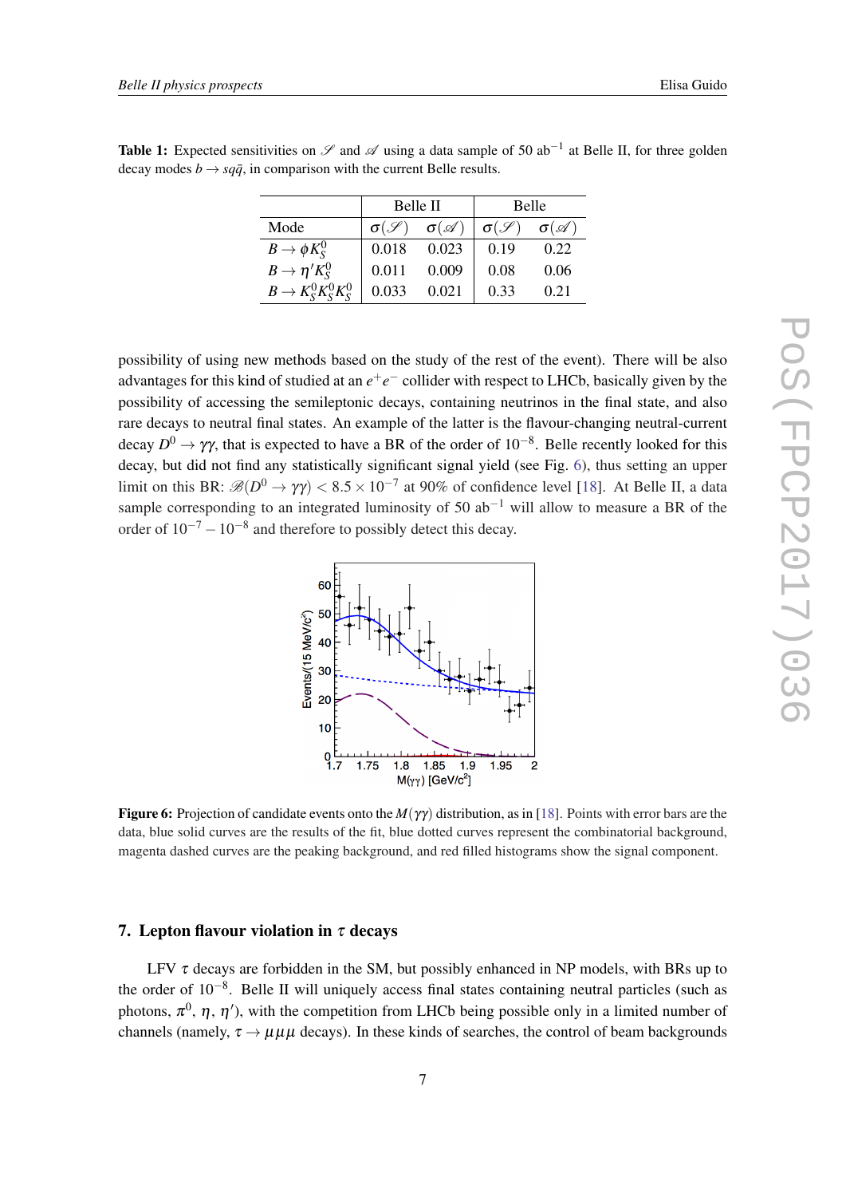**Table 1:** Expected sensitivities on $\mathscr{S}$ and $\mathscr{A}$ using a data sample of 50 ab$^{-1}$ at Belle II, for three golden decay modes $b \to sq\bar{q}$, in comparison with the current Belle results.

| | Belle II | | Belle | |
|---|---|---|---|---|
| Mode | $\sigma(\mathscr{S})$ | $\sigma(\mathscr{A})$ | $\sigma(\mathscr{S})$ | $\sigma(\mathscr{A})$ |
| $B \to \phi K_S^0$ | 0.018 | 0.023 | 0.19 | 0.22 |
| $B \to \eta' K_S^0$ | 0.011 | 0.009 | 0.08 | 0.06 |
| $B \to K_S^0 K_S^0 K_S^0$ | 0.033 | 0.021 | 0.33 | 0.21 |

possibility of using new methods based on the study of the rest of the event). There will be also advantages for this kind of studied at an $e^+e^-$ collider with respect to LHCb, basically given by the possibility of accessing the semileptonic decays, containing neutrinos in the final state, and also rare decays to neutral final states. An example of the latter is the flavour-changing neutral-current decay $D^0 \to \gamma\gamma$, that is expected to have a BR of the order of $10^{-8}$. Belle recently looked for this decay, but did not find any statistically significant signal yield (see Fig. 6), thus setting an upper limit on this BR: $\mathscr{B}(D^0 \to \gamma\gamma) < 8.5 \times 10^{-7}$ at 90% of confidence level [18]. At Belle II, a data sample corresponding to an integrated luminosity of 50 ab$^{-1}$ will allow to measure a BR of the order of $10^{-7} - 10^{-8}$ and therefore to possibly detect this decay.

**Figure 6:** Projection of candidate events onto the $M(\gamma\gamma)$ distribution, as in [18]. Points with error bars are the data, blue solid curves are the results of the fit, blue dotted curves represent the combinatorial background, magenta dashed curves are the peaking background, and red filled histograms show the signal component.

## 7. Lepton flavour violation in $\tau$ decays

LFV $\tau$ decays are forbidden in the SM, but possibly enhanced in NP models, with BRs up to the order of $10^{-8}$. Belle II will uniquely access final states containing neutral particles (such as photons, $\pi^0$, $\eta$, $\eta'$), with the competition from LHCb being possible only in a limited number of channels (namely, $\tau \to \mu\mu\mu$ decays). In these kinds of searches, the control of beam backgrounds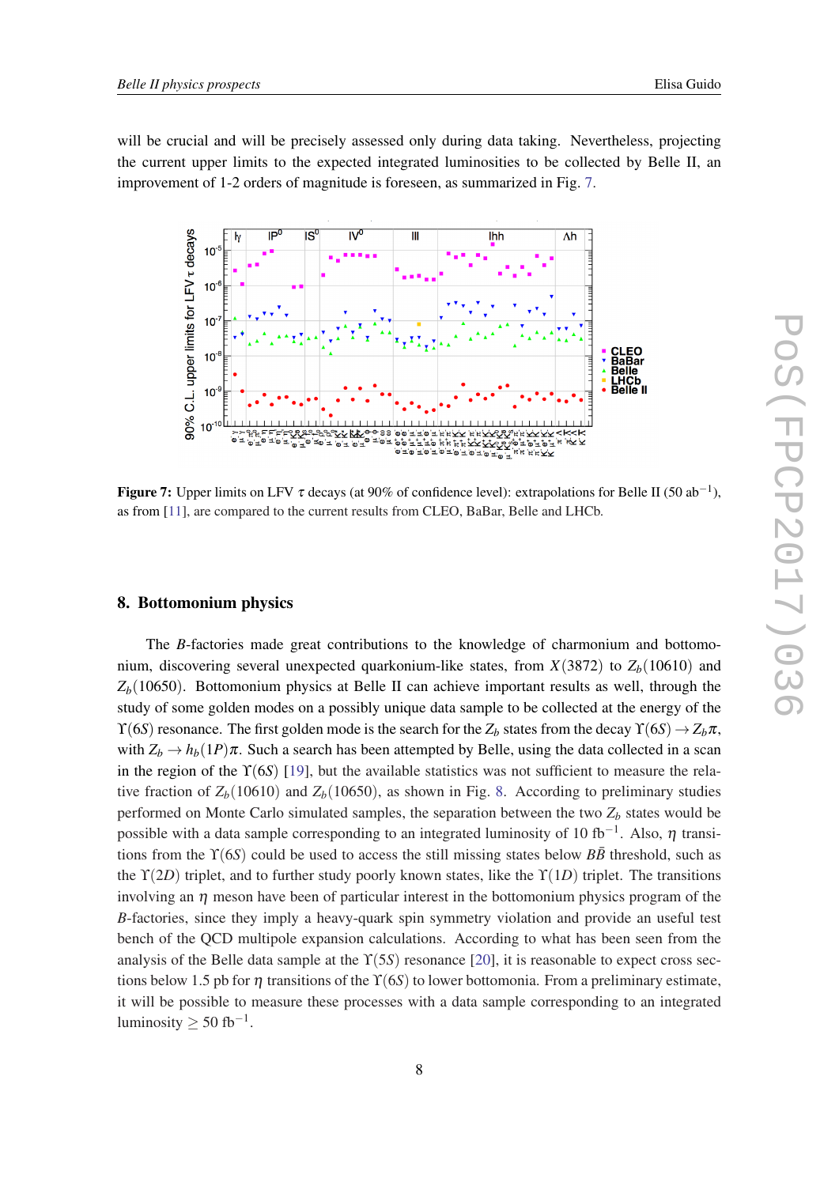will be crucial and will be precisely assessed only during data taking. Nevertheless, projecting the current upper limits to the expected integrated luminosities to be collected by Belle II, an improvement of 1-2 orders of magnitude is foreseen, as summarized in Fig. 7.

**Figure 7:** Upper limits on LFV $\tau$ decays (at 90% of confidence level): extrapolations for Belle II (50 ab$^{-1}$), as from [11], are compared to the current results from CLEO, BaBar, Belle and LHCb.

## 8. Bottomonium physics

The $B$-factories made great contributions to the knowledge of charmonium and bottomonium, discovering several unexpected quarkonium-like states, from $X(3872)$ to $Z_b(10610)$ and $Z_b(10650)$. Bottomonium physics at Belle II can achieve important results as well, through the study of some golden modes on a possibly unique data sample to be collected at the energy of the $\Upsilon(6S)$ resonance. The first golden mode is the search for the $Z_b$ states from the decay $\Upsilon(6S) \to Z_b\pi$, with $Z_b \to h_b(1P)\pi$. Such a search has been attempted by Belle, using the data collected in a scan in the region of the $\Upsilon(6S)$ [19], but the available statistics was not sufficient to measure the relative fraction of $Z_b(10610)$ and $Z_b(10650)$, as shown in Fig. 8. According to preliminary studies performed on Monte Carlo simulated samples, the separation between the two $Z_b$ states would be possible with a data sample corresponding to an integrated luminosity of 10 fb$^{-1}$. Also, $\eta$ transitions from the $\Upsilon(6S)$ could be used to access the still missing states below $B\bar{B}$ threshold, such as the $\Upsilon(2D)$ triplet, and to further study poorly known states, like the $\Upsilon(1D)$ triplet. The transitions involving an $\eta$ meson have been of particular interest in the bottomonium physics program of the $B$-factories, since they imply a heavy-quark spin symmetry violation and provide an useful test bench of the QCD multipole expansion calculations. According to what has been seen from the analysis of the Belle data sample at the $\Upsilon(5S)$ resonance [20], it is reasonable to expect cross sections below 1.5 pb for $\eta$ transitions of the $\Upsilon(6S)$ to lower bottomonia. From a preliminary estimate, it will be possible to measure these processes with a data sample corresponding to an integrated luminosity $\geq 50$ fb$^{-1}$.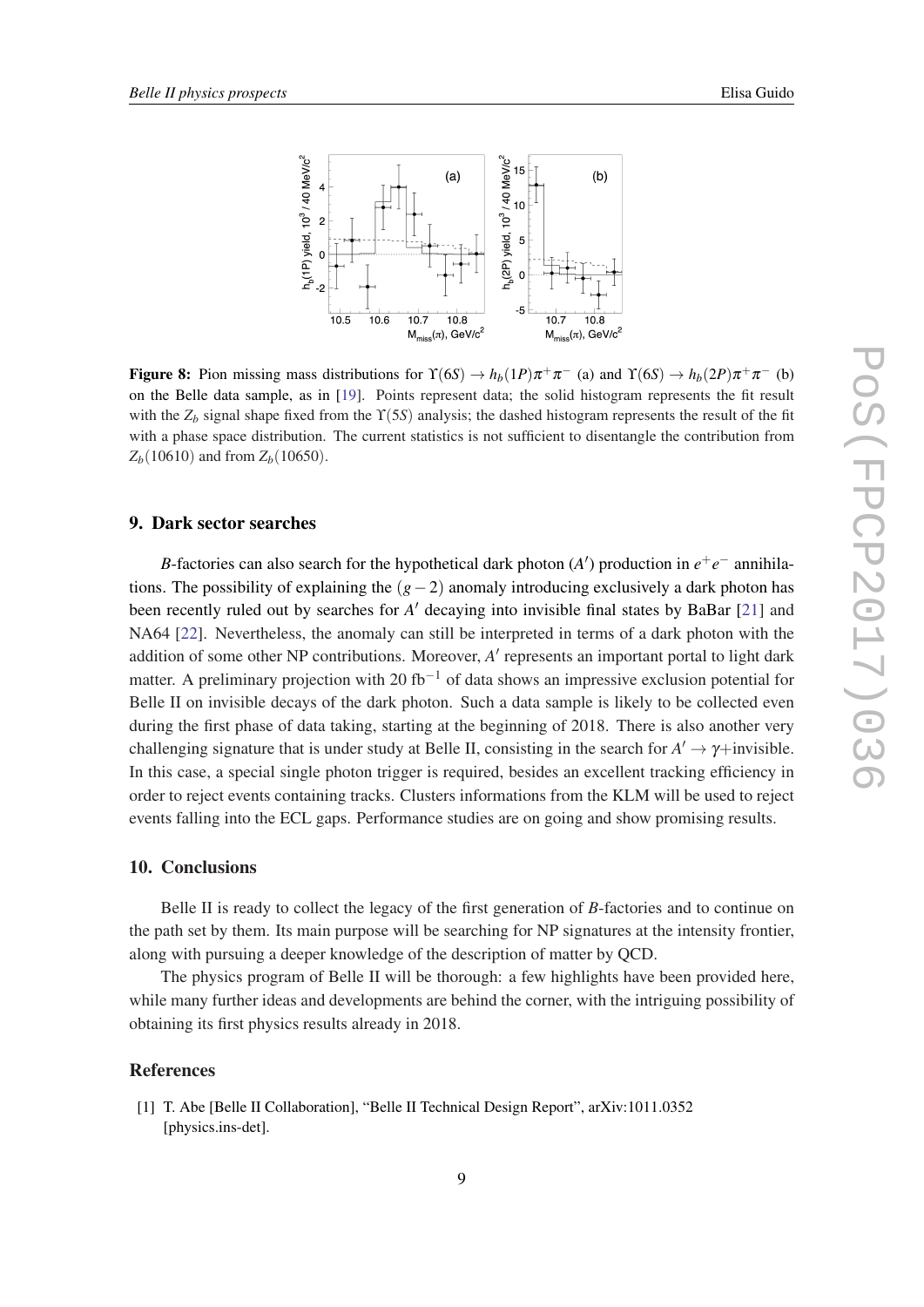**Figure 8:** Pion missing mass distributions for $\Upsilon(6S) \to h_b(1P)\pi^+\pi^-$ (a) and $\Upsilon(6S) \to h_b(2P)\pi^+\pi^-$ (b) on the Belle data sample, as in [19]. Points represent data; the solid histogram represents the fit result with the $Z_b$ signal shape fixed from the $\Upsilon(5S)$ analysis; the dashed histogram represents the result of the fit with a phase space distribution. The current statistics is not sufficient to disentangle the contribution from $Z_b(10610)$ and from $Z_b(10650)$.

## 9. Dark sector searches

*B*-factories can also search for the hypothetical dark photon ($A'$) production in $e^+e^-$ annihilations. The possibility of explaining the $(g-2)$ anomaly introducing exclusively a dark photon has been recently ruled out by searches for $A'$ decaying into invisible final states by BaBar [21] and NA64 [22]. Nevertheless, the anomaly can still be interpreted in terms of a dark photon with the addition of some other NP contributions. Moreover, $A'$ represents an important portal to light dark matter. A preliminary projection with 20 fb$^{-1}$ of data shows an impressive exclusion potential for Belle II on invisible decays of the dark photon. Such a data sample is likely to be collected even during the first phase of data taking, starting at the beginning of 2018. There is also another very challenging signature that is under study at Belle II, consisting in the search for $A' \to \gamma$+invisible. In this case, a special single photon trigger is required, besides an excellent tracking efficiency in order to reject events containing tracks. Clusters informations from the KLM will be used to reject events falling into the ECL gaps. Performance studies are on going and show promising results.

## 10. Conclusions

Belle II is ready to collect the legacy of the first generation of *B*-factories and to continue on the path set by them. Its main purpose will be searching for NP signatures at the intensity frontier, along with pursuing a deeper knowledge of the description of matter by QCD.

The physics program of Belle II will be thorough: a few highlights have been provided here, while many further ideas and developments are behind the corner, with the intriguing possibility of obtaining its first physics results already in 2018.

## References

[1] T. Abe [Belle II Collaboration], "Belle II Technical Design Report", arXiv:1011.0352 [physics.ins-det].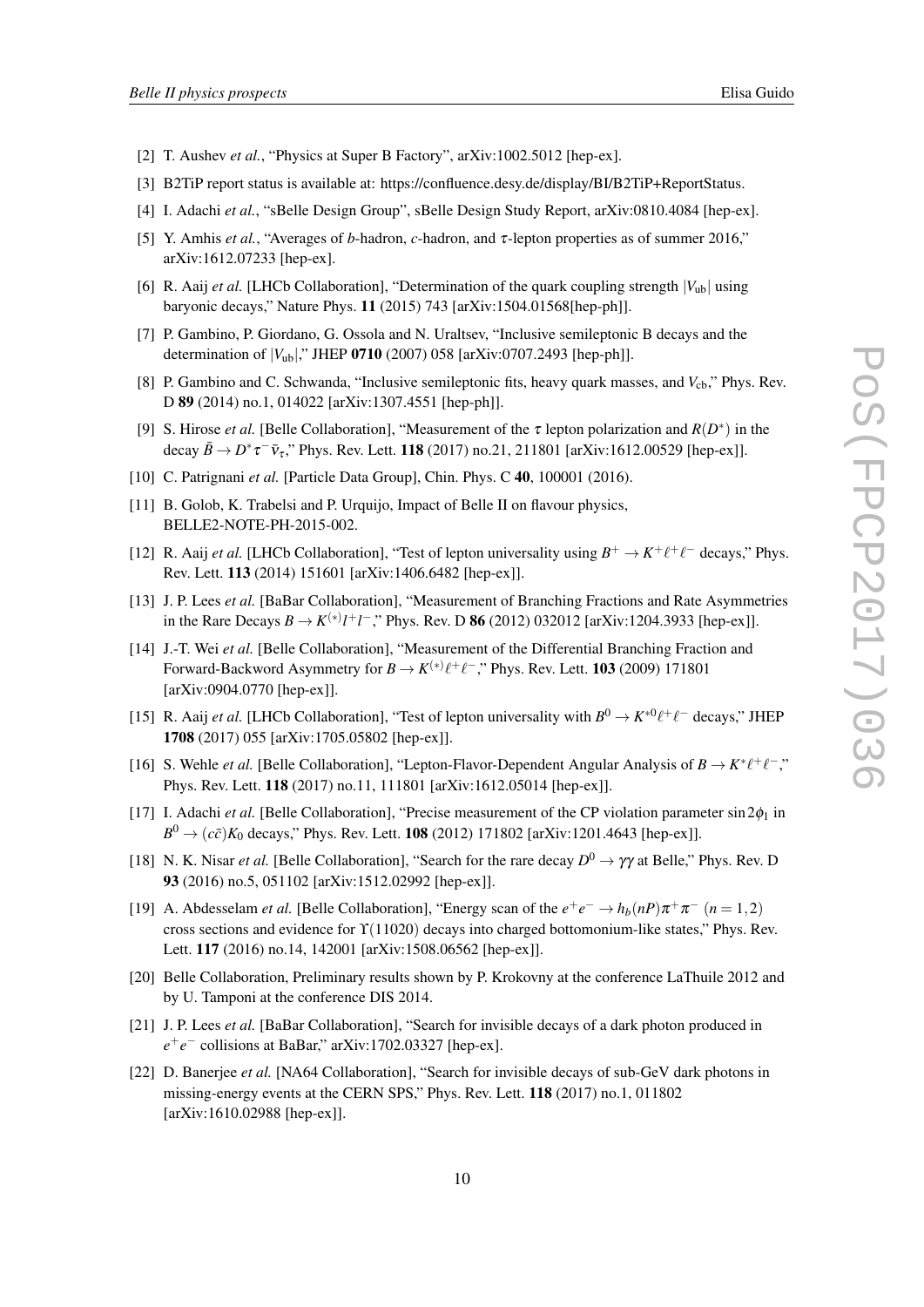[2] T. Aushev *et al.*, "Physics at Super B Factory", arXiv:1002.5012 [hep-ex].

[3] B2TiP report status is available at: https://confluence.desy.de/display/BI/B2TiP+ReportStatus.

[4] I. Adachi *et al.*, "sBelle Design Group", sBelle Design Study Report, arXiv:0810.4084 [hep-ex].

[5] Y. Amhis *et al.*, "Averages of $b$-hadron, $c$-hadron, and $\tau$-lepton properties as of summer 2016," arXiv:1612.07233 [hep-ex].

[6] R. Aaij *et al.* [LHCb Collaboration], "Determination of the quark coupling strength $|V_{\rm ub}|$ using baryonic decays," Nature Phys. **11** (2015) 743 [arXiv:1504.01568[hep-ph]].

[7] P. Gambino, P. Giordano, G. Ossola and N. Uraltsev, "Inclusive semileptonic B decays and the determination of $|V_{\rm ub}|$," JHEP **0710** (2007) 058 [arXiv:0707.2493 [hep-ph]].

[8] P. Gambino and C. Schwanda, "Inclusive semileptonic fits, heavy quark masses, and $V_{\rm cb}$," Phys. Rev. D **89** (2014) no.1, 014022 [arXiv:1307.4551 [hep-ph]].

[9] S. Hirose *et al.* [Belle Collaboration], "Measurement of the $\tau$ lepton polarization and $R(D^*)$ in the decay $\bar{B} \to D^* \tau^- \bar{\nu}_\tau$," Phys. Rev. Lett. **118** (2017) no.21, 211801 [arXiv:1612.00529 [hep-ex]].

[10] C. Patrignani *et al.* [Particle Data Group], Chin. Phys. C **40**, 100001 (2016).

[11] B. Golob, K. Trabelsi and P. Urquijo, Impact of Belle II on flavour physics, BELLE2-NOTE-PH-2015-002.

[12] R. Aaij *et al.* [LHCb Collaboration], "Test of lepton universality using $B^+ \to K^+ \ell^+ \ell^-$ decays," Phys. Rev. Lett. **113** (2014) 151601 [arXiv:1406.6482 [hep-ex]].

[13] J. P. Lees *et al.* [BaBar Collaboration], "Measurement of Branching Fractions and Rate Asymmetries in the Rare Decays $B \to K^{(*)} l^+ l^-$," Phys. Rev. D **86** (2012) 032012 [arXiv:1204.3933 [hep-ex]].

[14] J.-T. Wei *et al.* [Belle Collaboration], "Measurement of the Differential Branching Fraction and Forward-Backword Asymmetry for $B \to K^{(*)} \ell^+ \ell^-$," Phys. Rev. Lett. **103** (2009) 171801 [arXiv:0904.0770 [hep-ex]].

[15] R. Aaij *et al.* [LHCb Collaboration], "Test of lepton universality with $B^0 \to K^{*0} \ell^+ \ell^-$ decays," JHEP **1708** (2017) 055 [arXiv:1705.05802 [hep-ex]].

[16] S. Wehle *et al.* [Belle Collaboration], "Lepton-Flavor-Dependent Angular Analysis of $B \to K^* \ell^+ \ell^-$," Phys. Rev. Lett. **118** (2017) no.11, 111801 [arXiv:1612.05014 [hep-ex]].

[17] I. Adachi *et al.* [Belle Collaboration], "Precise measurement of the CP violation parameter $\sin 2\phi_1$ in $B^0 \to (c\bar{c})K_0$ decays," Phys. Rev. Lett. **108** (2012) 171802 [arXiv:1201.4643 [hep-ex]].

[18] N. K. Nisar *et al.* [Belle Collaboration], "Search for the rare decay $D^0 \to \gamma\gamma$ at Belle," Phys. Rev. D **93** (2016) no.5, 051102 [arXiv:1512.02992 [hep-ex]].

[19] A. Abdesselam *et al.* [Belle Collaboration], "Energy scan of the $e^+e^- \to h_b(nP)\pi^+\pi^-$ $(n = 1,2)$ cross sections and evidence for $\Upsilon(11020)$ decays into charged bottomonium-like states," Phys. Rev. Lett. **117** (2016) no.14, 142001 [arXiv:1508.06562 [hep-ex]].

[20] Belle Collaboration, Preliminary results shown by P. Krokovny at the conference LaThuile 2012 and by U. Tamponi at the conference DIS 2014.

[21] J. P. Lees *et al.* [BaBar Collaboration], "Search for invisible decays of a dark photon produced in $e^+e^-$ collisions at BaBar," arXiv:1702.03327 [hep-ex].

[22] D. Banerjee *et al.* [NA64 Collaboration], "Search for invisible decays of sub-GeV dark photons in missing-energy events at the CERN SPS," Phys. Rev. Lett. **118** (2017) no.1, 011802 [arXiv:1610.02988 [hep-ex]].